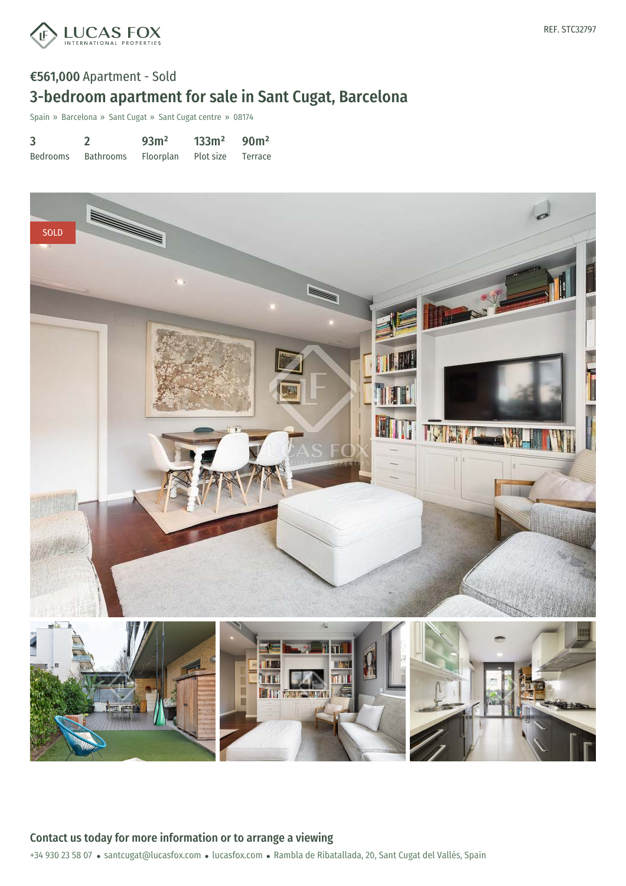REF. STC32797

**€561,000** Apartment - Sold

# 3-bedroom apartment for sale in Sant Cugat, Barcelona

Spain » Barcelona » Sant Cugat » Sant Cugat centre » 08174

| 3 | 2 | 93m² | 133m² | 90m² |
|---|---|---|---|---|
| Bedrooms | Bathrooms | Floorplan | Plot size | Terrace |

SOLD

## Contact us today for more information or to arrange a viewing

+34 930 23 58 07 • santcugat@lucasfox.com • lucasfox.com • Rambla de Ribatallada, 20, Sant Cugat del Vallés, Spain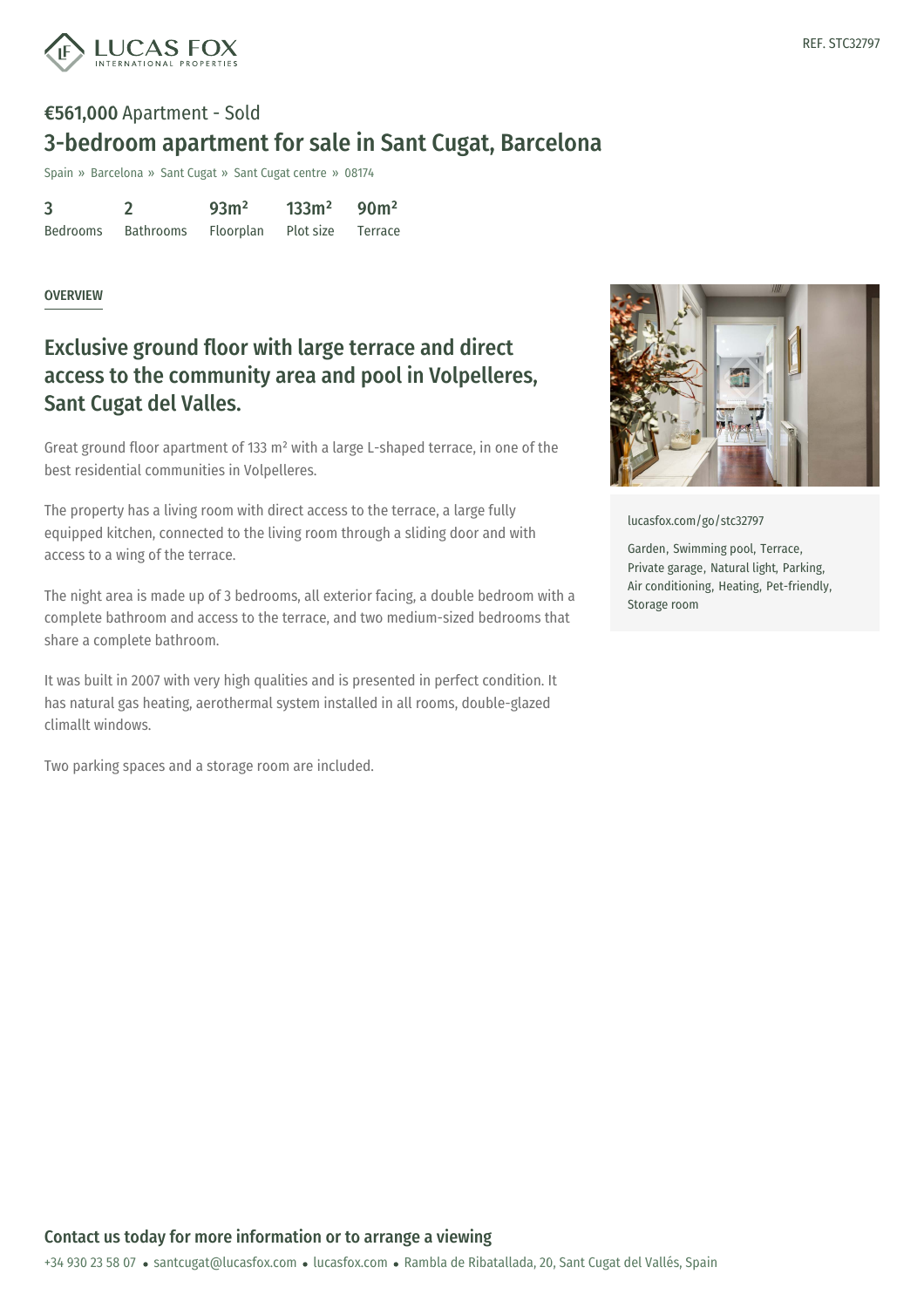REF. STC32797

**€561,000** Apartment - Sold

# 3-bedroom apartment for sale in Sant Cugat, Barcelona

Spain » Barcelona » Sant Cugat » Sant Cugat centre » 08174

| 3 | 2 | 93m² | 133m² | 90m² |
|---|---|---|---|---|
| Bedrooms | Bathrooms | Floorplan | Plot size | Terrace |

OVERVIEW

## Exclusive ground floor with large terrace and direct access to the community area and pool in Volpelleres, Sant Cugat del Valles.

Great ground floor apartment of 133 m² with a large L-shaped terrace, in one of the best residential communities in Volpelleres.

The property has a living room with direct access to the terrace, a large fully equipped kitchen, connected to the living room through a sliding door and with access to a wing of the terrace.

The night area is made up of 3 bedrooms, all exterior facing, a double bedroom with a complete bathroom and access to the terrace, and two medium-sized bedrooms that share a complete bathroom.

It was built in 2007 with very high qualities and is presented in perfect condition. It has natural gas heating, aerothermal system installed in all rooms, double-glazed climallt windows.

Two parking spaces and a storage room are included.

lucasfox.com/go/stc32797

Garden, Swimming pool, Terrace, Private garage, Natural light, Parking, Air conditioning, Heating, Pet-friendly, Storage room

## Contact us today for more information or to arrange a viewing

+34 930 23 58 07 • santcugat@lucasfox.com • lucasfox.com • Rambla de Ribatallada, 20, Sant Cugat del Vallés, Spain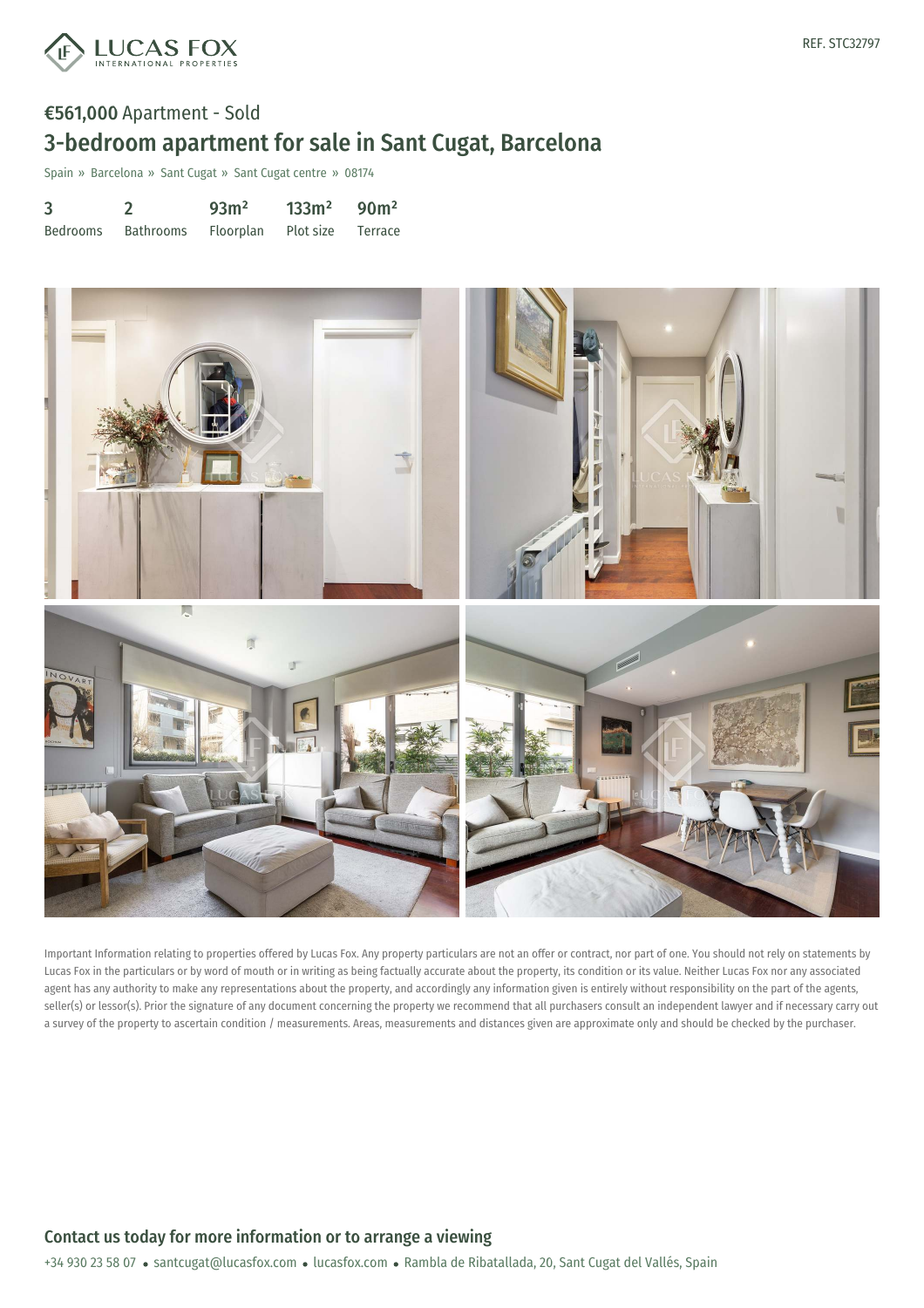REF. STC32797

**€561,000** Apartment - Sold

# 3-bedroom apartment for sale in Sant Cugat, Barcelona

Spain » Barcelona » Sant Cugat » Sant Cugat centre » 08174

| 3 | 2 | 93m² | 133m² | 90m² |
|---|---|---|---|---|
| Bedrooms | Bathrooms | Floorplan | Plot size | Terrace |

Important Information relating to properties offered by Lucas Fox. Any property particulars are not an offer or contract, nor part of one. You should not rely on statements by Lucas Fox in the particulars or by word of mouth or in writing as being factually accurate about the property, its condition or its value. Neither Lucas Fox nor any associated agent has any authority to make any representations about the property, and accordingly any information given is entirely without responsibility on the part of the agents, seller(s) or lessor(s). Prior the signature of any document concerning the property we recommend that all purchasers consult an independent lawyer and if necessary carry out a survey of the property to ascertain condition / measurements. Areas, measurements and distances given are approximate only and should be checked by the purchaser.

## Contact us today for more information or to arrange a viewing

+34 930 23 58 07 • santcugat@lucasfox.com • lucasfox.com • Rambla de Ribatallada, 20, Sant Cugat del Vallés, Spain